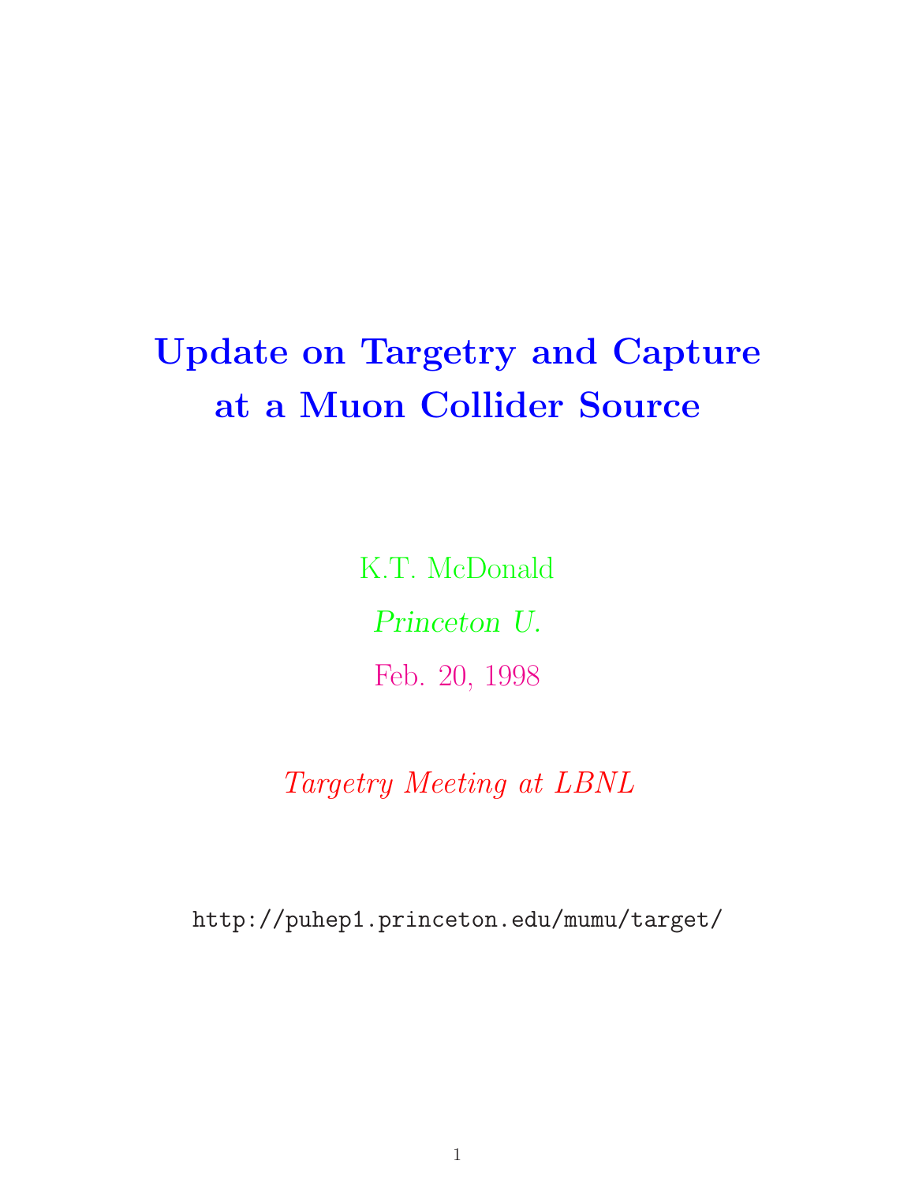# Update on Targetry and Capture at a Muon Collider Source

K.T. McDonald

*Princeton U.*

Feb. 20, 1998

*Targetry Meeting at LBNL*

http://puhep1.princeton.edu/mumu/target/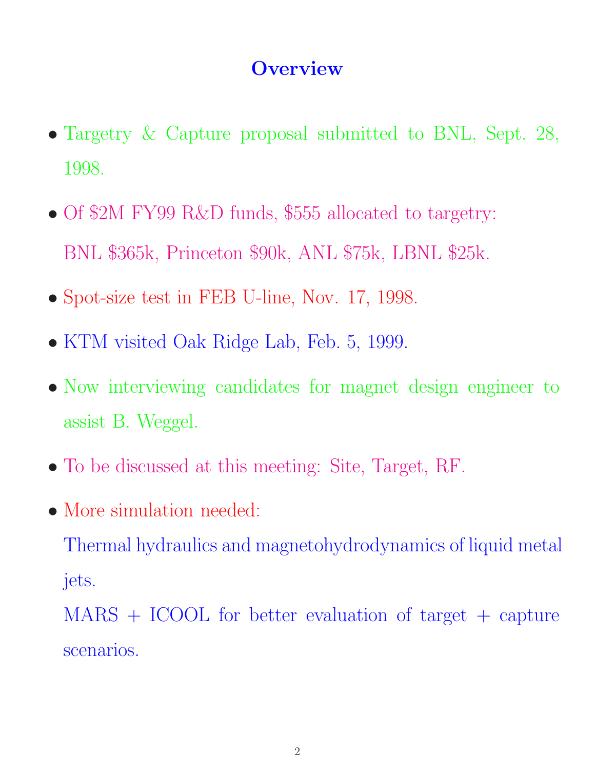# Overview

- Targetry & Capture proposal submitted to BNL, Sept. 28, 1998.
- Of $2M FY99 R&D funds, $555 allocated to targetry:
  BNL $365k, Princeton $90k, ANL $75k, LBNL $25k.
- Spot-size test in FEB U-line, Nov. 17, 1998.
- KTM visited Oak Ridge Lab, Feb. 5, 1999.
- Now interviewing candidates for magnet design engineer to assist B. Weggel.
- To be discussed at this meeting: Site, Target, RF.
- More simulation needed:
  Thermal hydraulics and magnetohydrodynamics of liquid metal jets.
  MARS + ICOOL for better evaluation of target + capture scenarios.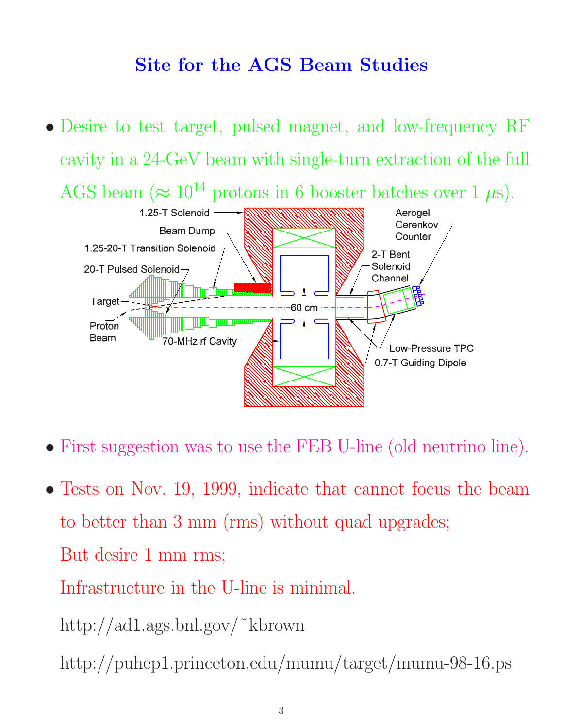# Site for the AGS Beam Studies

- Desire to test target, pulsed magnet, and low-frequency RF cavity in a 24-GeV beam with single-turn extraction of the full AGS beam ($\approx 10^{14}$ protons in 6 booster batches over 1 $\mu$s).

- First suggestion was to use the FEB U-line (old neutrino line).

- Tests on Nov. 19, 1999, indicate that cannot focus the beam to better than 3 mm (rms) without quad upgrades;

  But desire 1 mm rms;

  Infrastructure in the U-line is minimal.

  http://ad1.ags.bnl.gov/~kbrown

  http://puhep1.princeton.edu/mumu/target/mumu-98-16.ps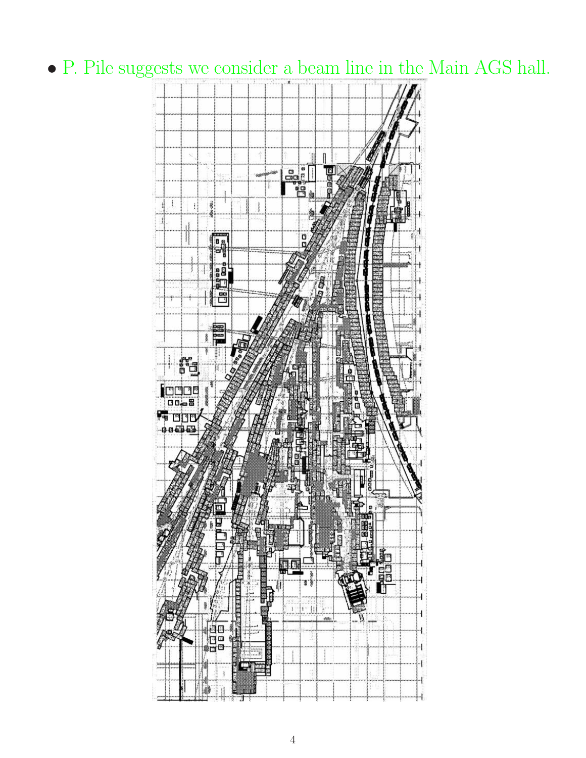- P. Pile suggests we consider a beam line in the Main AGS hall.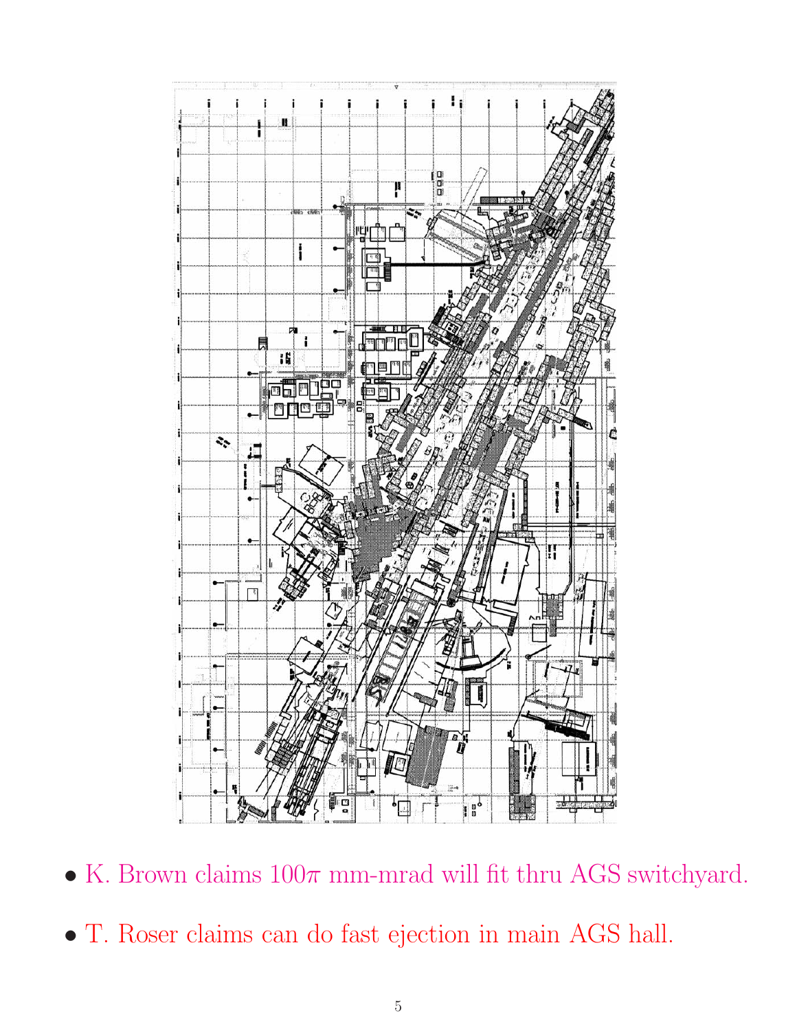- K. Brown claims $100\pi$ mm-mrad will fit thru AGS switchyard.
- T. Roser claims can do fast ejection in main AGS hall.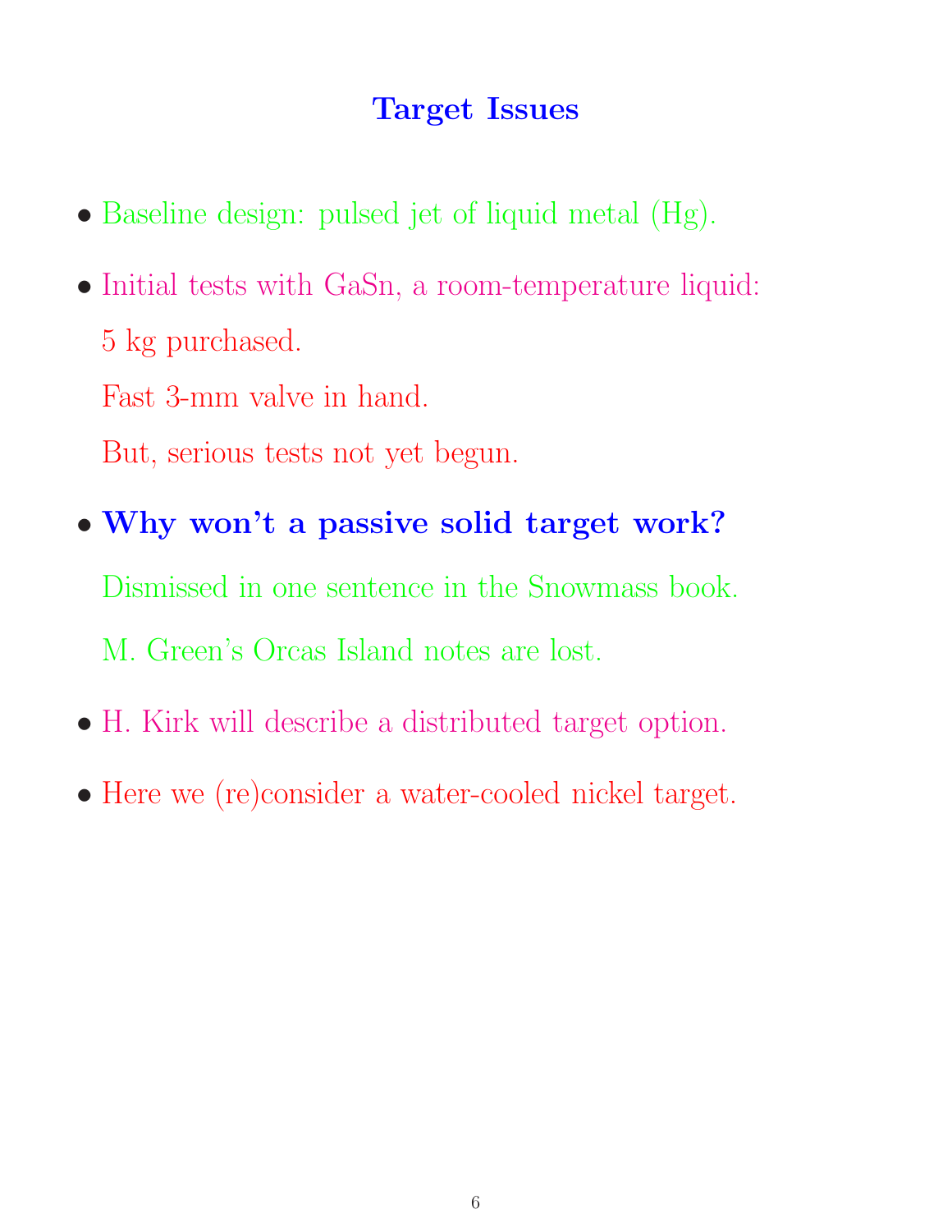## Target Issues

- Baseline design: pulsed jet of liquid metal (Hg).
- Initial tests with GaSn, a room-temperature liquid:

  5 kg purchased.

  Fast 3-mm valve in hand.

  But, serious tests not yet begun.
- **Why won't a passive solid target work?**

  Dismissed in one sentence in the Snowmass book.

  M. Green's Orcas Island notes are lost.
- H. Kirk will describe a distributed target option.
- Here we (re)consider a water-cooled nickel target.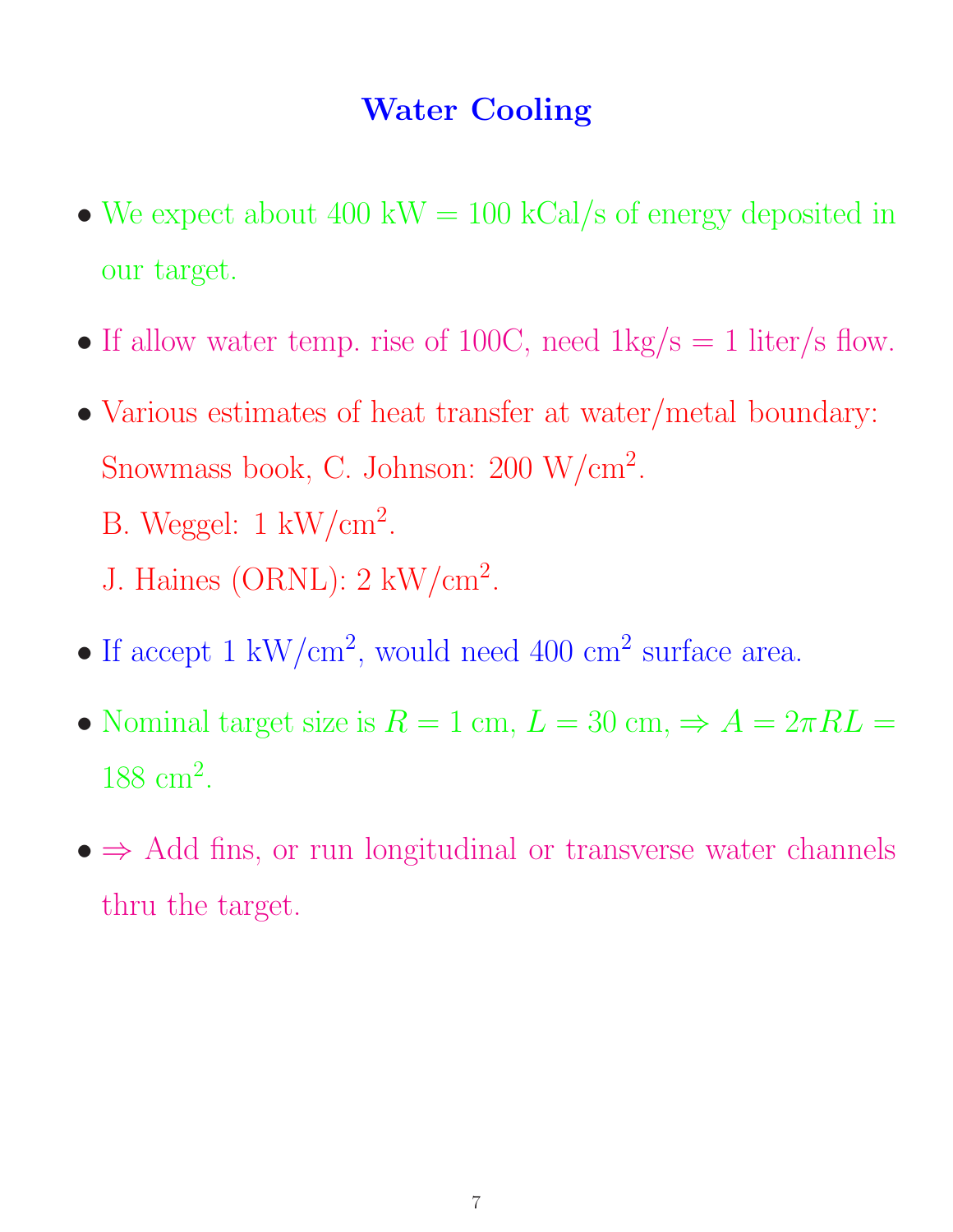# Water Cooling

- We expect about 400 kW = 100 kCal/s of energy deposited in our target.
- If allow water temp. rise of 100C, need 1kg/s = 1 liter/s flow.
- Various estimates of heat transfer at water/metal boundary:
  Snowmass book, C. Johnson: 200 W/cm$^2$.
  B. Weggel: 1 kW/cm$^2$.
  J. Haines (ORNL): 2 kW/cm$^2$.
- If accept 1 kW/cm$^2$, would need 400 cm$^2$ surface area.
- Nominal target size is $R = 1$ cm, $L = 30$ cm, $\Rightarrow A = 2\pi RL =$ 188 cm$^2$.
- $\Rightarrow$ Add fins, or run longitudinal or transverse water channels thru the target.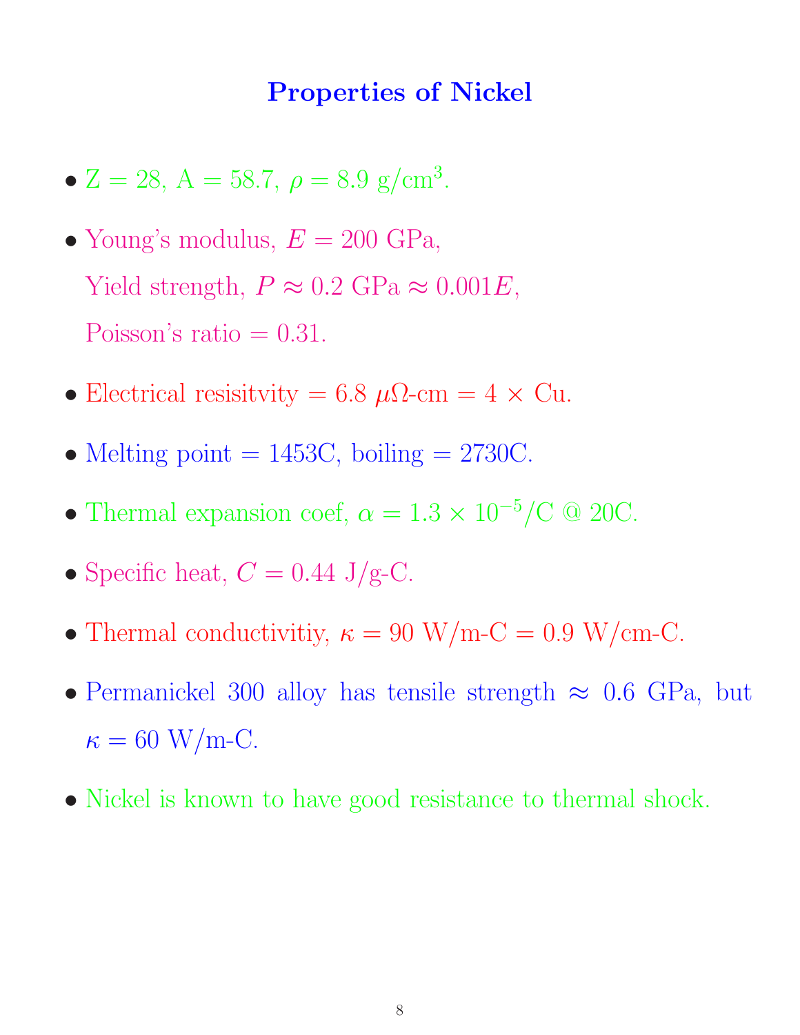# Properties of Nickel

- Z = 28, A = 58.7, $\rho = 8.9$ g/cm$^3$.
- Young's modulus, $E = 200$ GPa,
  Yield strength, $P \approx 0.2$ GPa $\approx 0.001E$,
  Poisson's ratio = 0.31.
- Electrical resisitvity = 6.8 $\mu\Omega$-cm = 4 $\times$ Cu.
- Melting point = 1453C, boiling = 2730C.
- Thermal expansion coef, $\alpha = 1.3 \times 10^{-5}$/C @ 20C.
- Specific heat, $C = 0.44$ J/g-C.
- Thermal conductivitiy, $\kappa = 90$ W/m-C = 0.9 W/cm-C.
- Permanickel 300 alloy has tensile strength $\approx$ 0.6 GPa, but $\kappa = 60$ W/m-C.
- Nickel is known to have good resistance to thermal shock.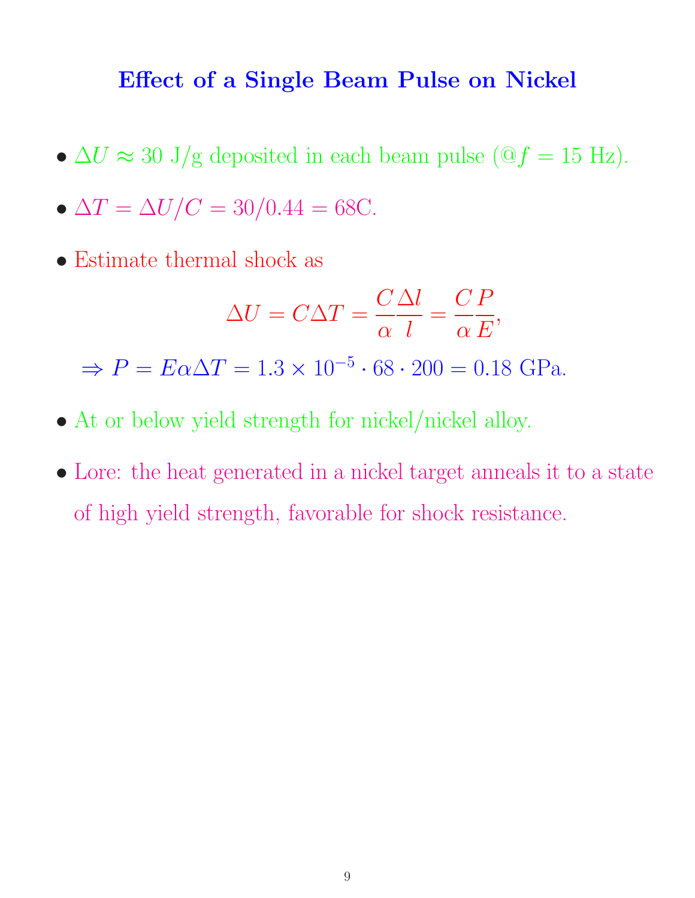# Effect of a Single Beam Pulse on Nickel

- $\Delta U \approx 30$ J/g deposited in each beam pulse (@$f = 15$ Hz).
- $\Delta T = \Delta U / C = 30/0.44 = 68$C.
- Estimate thermal shock as

$$\Delta U = C \Delta T = \frac{C}{\alpha} \frac{\Delta l}{l} = \frac{C}{\alpha} \frac{P}{E},$$

$$\Rightarrow P = E \alpha \Delta T = 1.3 \times 10^{-5} \cdot 68 \cdot 200 = 0.18 \text{ GPa}.$$

- At or below yield strength for nickel/nickel alloy.
- Lore: the heat generated in a nickel target anneals it to a state of high yield strength, favorable for shock resistance.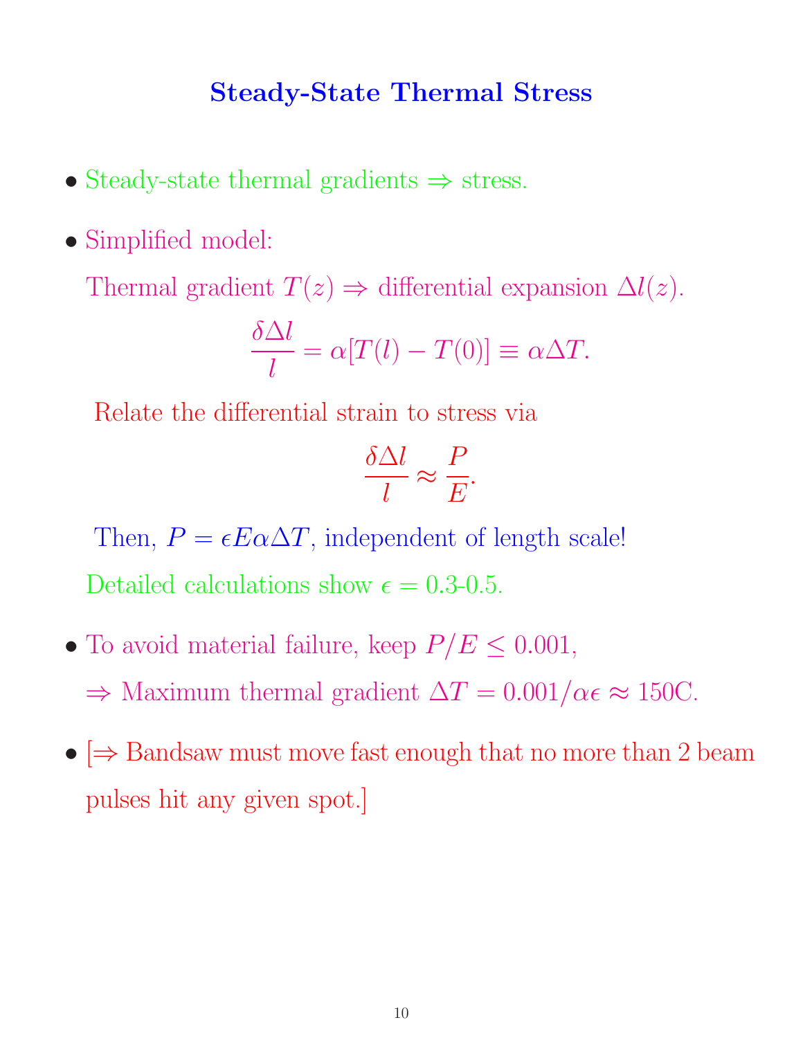# Steady-State Thermal Stress

- Steady-state thermal gradients $\Rightarrow$ stress.
- Simplified model:

  Thermal gradient $T(z) \Rightarrow$ differential expansion $\Delta l(z)$.

  $$\frac{\delta \Delta l}{l} = \alpha[T(l) - T(0)] \equiv \alpha \Delta T.$$

  Relate the differential strain to stress via

  $$\frac{\delta \Delta l}{l} \approx \frac{P}{E}.$$

  Then, $P = \epsilon E \alpha \Delta T$, independent of length scale!

  Detailed calculations show $\epsilon = 0.3$-$0.5$.

- To avoid material failure, keep $P/E \leq 0.001$,

  $\Rightarrow$ Maximum thermal gradient $\Delta T = 0.001/\alpha\epsilon \approx 150$C.

- [$\Rightarrow$ Bandsaw must move fast enough that no more than 2 beam pulses hit any given spot.]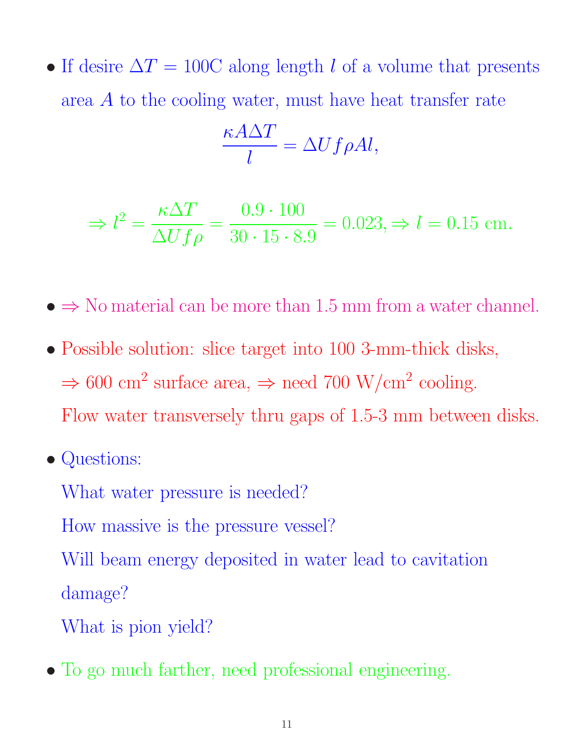- If desire $\Delta T = 100\text{C}$ along length $l$ of a volume that presents area $A$ to the cooling water, must have heat transfer rate

$$\frac{\kappa A \Delta T}{l} = \Delta U f \rho A l,$$

$$\Rightarrow l^2 = \frac{\kappa \Delta T}{\Delta U f \rho} = \frac{0.9 \cdot 100}{30 \cdot 15 \cdot 8.9} = 0.023, \Rightarrow l = 0.15 \text{ cm}.$$

- $\Rightarrow$ No material can be more than 1.5 mm from a water channel.
- Possible solution: slice target into 100 3-mm-thick disks, $\Rightarrow$ 600 cm$^2$ surface area, $\Rightarrow$ need 700 W/cm$^2$ cooling. Flow water transversely thru gaps of 1.5-3 mm between disks.
- Questions:
  What water pressure is needed?
  How massive is the pressure vessel?
  Will beam energy deposited in water lead to cavitation damage?
  What is pion yield?
- To go much farther, need professional engineering.